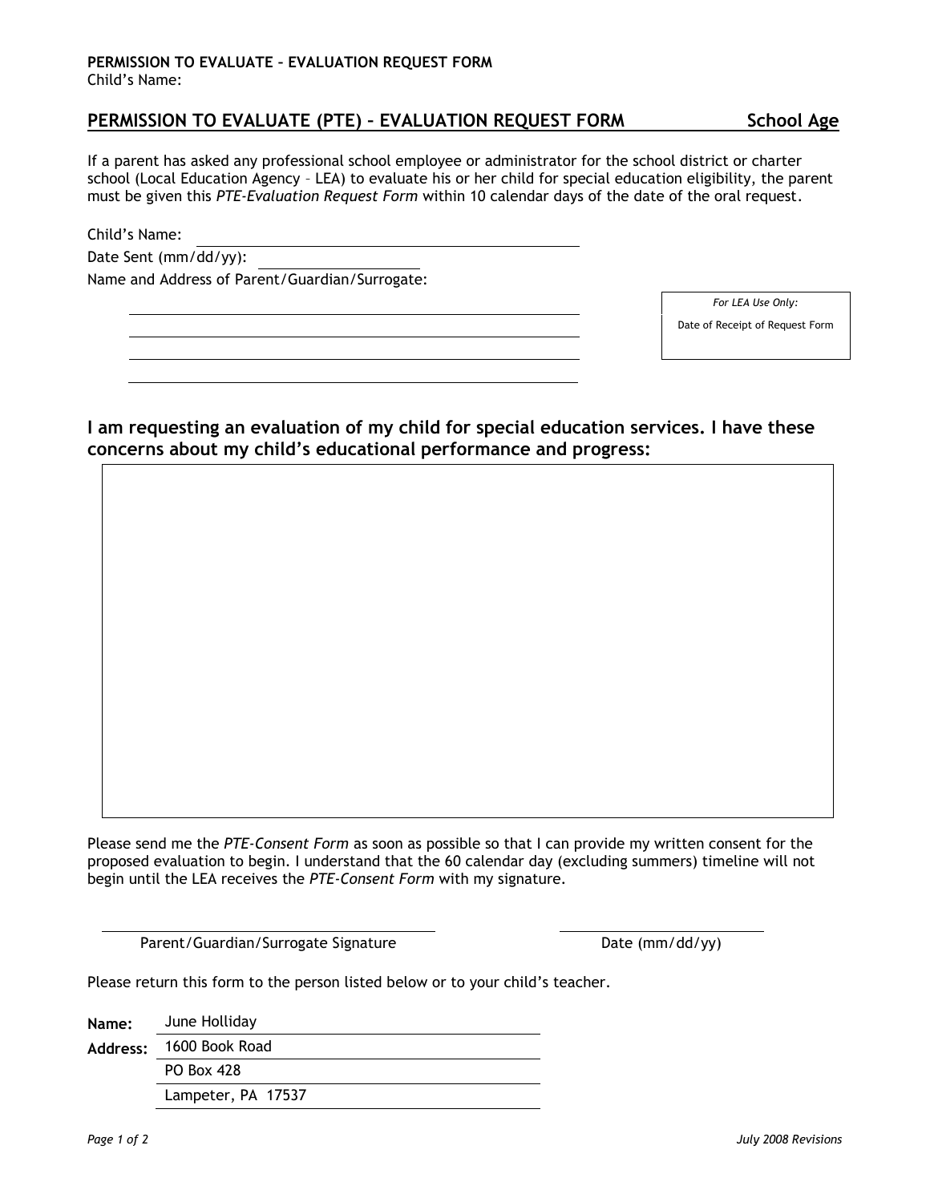## PERMISSION TO EVALUATE (PTE) – EVALUATION REQUEST FORM School Age

If a parent has asked any professional school employee or administrator for the school district or charter school (Local Education Agency – LEA) to evaluate his or her child for special education eligibility, the parent must be given this *PTE-Evaluation Request Form* within 10 calendar days of the date of the oral request.

Child's Name: ______________________________

Date Sent (mm/dd/yy): ______________

Name and Address of Parent/Guardian/Surrogate:

______________________________

______________________________

______________________________

______________________________

| *For LEA Use Only:* |
|---|
| Date of Receipt of Request Form |

### I am requesting an evaluation of my child for special education services. I have these concerns about my child's educational performance and progress:

Please send me the *PTE-Consent Form* as soon as possible so that I can provide my written consent for the proposed evaluation to begin. I understand that the 60 calendar day (excluding summers) timeline will not begin until the LEA receives the *PTE-Consent Form* with my signature.

______________________________ ______________

Parent/Guardian/Surrogate Signature Date (mm/dd/yy)

Please return this form to the person listed below or to your child's teacher.

**Name:** June Holliday

**Address:** 1600 Book Road
PO Box 428
Lampeter, PA 17537

*July 2008 Revisions*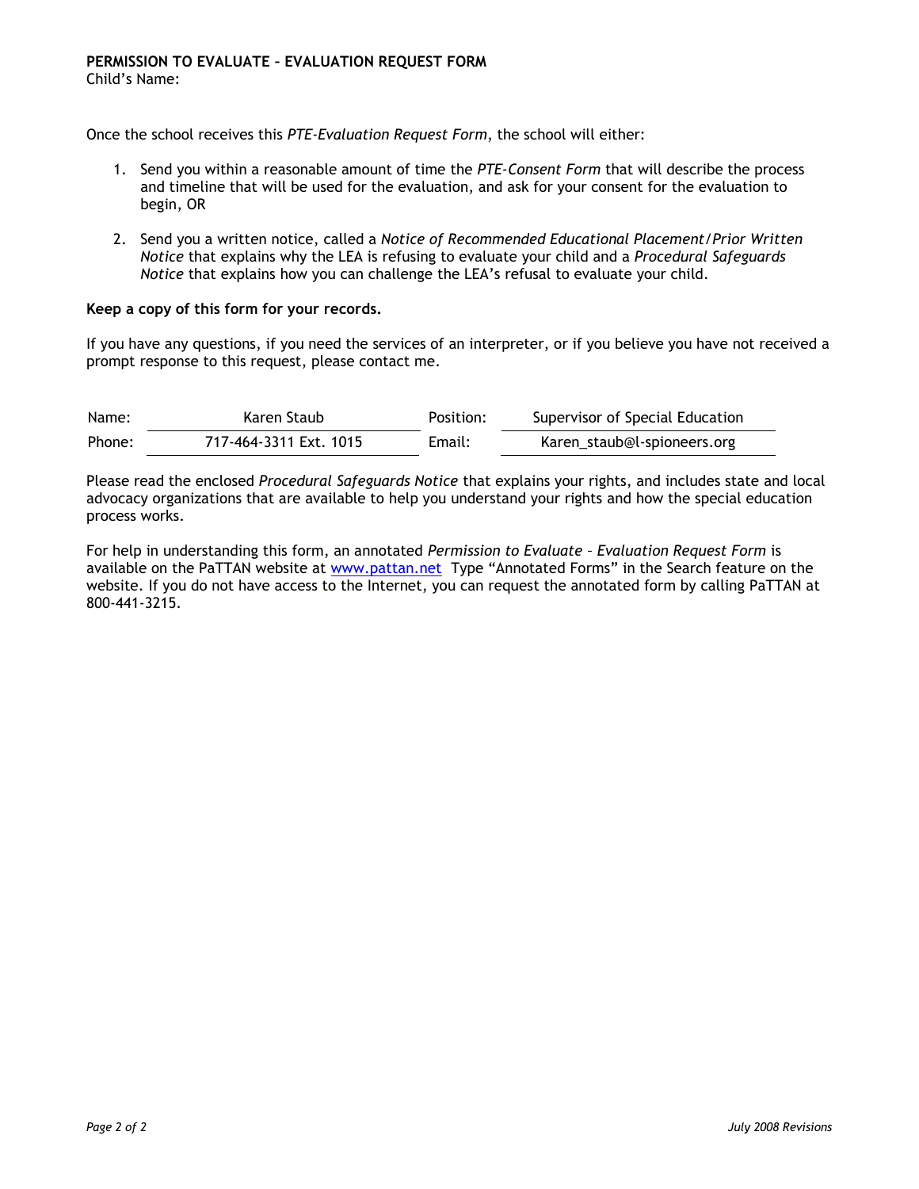**PERMISSION TO EVALUATE – EVALUATION REQUEST FORM**
Child's Name:

Once the school receives this *PTE-Evaluation Request Form*, the school will either:

1. Send you within a reasonable amount of time the *PTE-Consent Form* that will describe the process and timeline that will be used for the evaluation, and ask for your consent for the evaluation to begin, OR

2. Send you a written notice, called a *Notice of Recommended Educational Placement/Prior Written Notice* that explains why the LEA is refusing to evaluate your child and a *Procedural Safeguards Notice* that explains how you can challenge the LEA's refusal to evaluate your child.

**Keep a copy of this form for your records.**

If you have any questions, if you need the services of an interpreter, or if you believe you have not received a prompt response to this request, please contact me.

| | | | |
|---|---|---|---|
| Name: | Karen Staub | Position: | Supervisor of Special Education |
| Phone: | 717-464-3311 Ext. 1015 | Email: | Karen_staub@l-spioneers.org |

Please read the enclosed *Procedural Safeguards Notice* that explains your rights, and includes state and local advocacy organizations that are available to help you understand your rights and how the special education process works.

For help in understanding this form, an annotated *Permission to Evaluate – Evaluation Request Form* is available on the PaTTAN website at www.pattan.net Type "Annotated Forms" in the Search feature on the website. If you do not have access to the Internet, you can request the annotated form by calling PaTTAN at 800-441-3215.

*July 2008 Revisions*